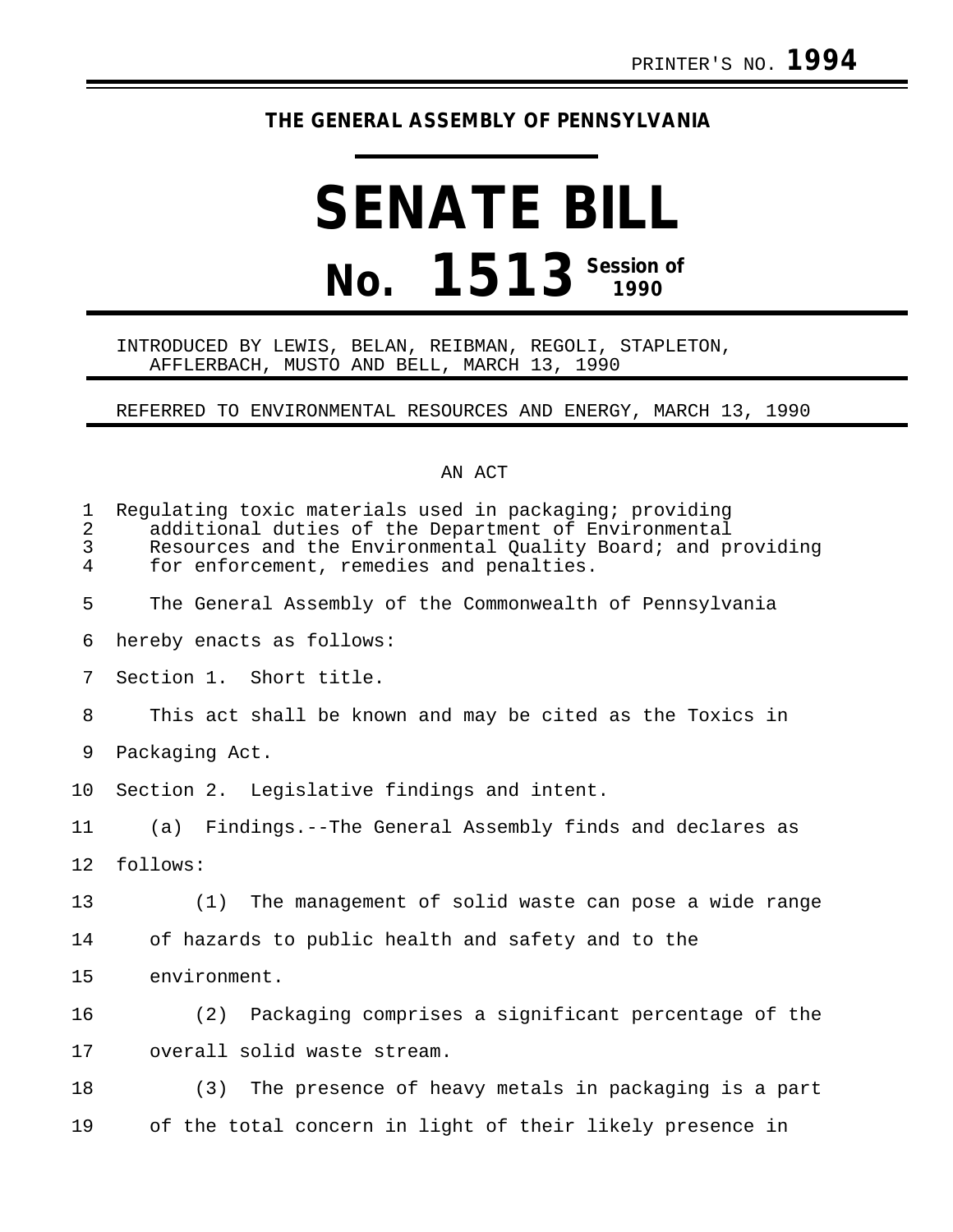PRINTER'S NO. **1994**

**THE GENERAL ASSEMBLY OF PENNSYLVANIA**

# SENATE BILL

# No. 1513 Session of 1990

INTRODUCED BY LEWIS, BELAN, REIBMAN, REGOLI, STAPLETON, AFFLERBACH, MUSTO AND BELL, MARCH 13, 1990

REFERRED TO ENVIRONMENTAL RESOURCES AND ENERGY, MARCH 13, 1990

AN ACT

Regulating toxic materials used in packaging; providing additional duties of the Department of Environmental Resources and the Environmental Quality Board; and providing for enforcement, remedies and penalties.

The General Assembly of the Commonwealth of Pennsylvania hereby enacts as follows:

Section 1. Short title.

This act shall be known and may be cited as the Toxics in Packaging Act.

Section 2. Legislative findings and intent.

(a) Findings.--The General Assembly finds and declares as follows:

(1) The management of solid waste can pose a wide range of hazards to public health and safety and to the environment.

(2) Packaging comprises a significant percentage of the overall solid waste stream.

(3) The presence of heavy metals in packaging is a part of the total concern in light of their likely presence in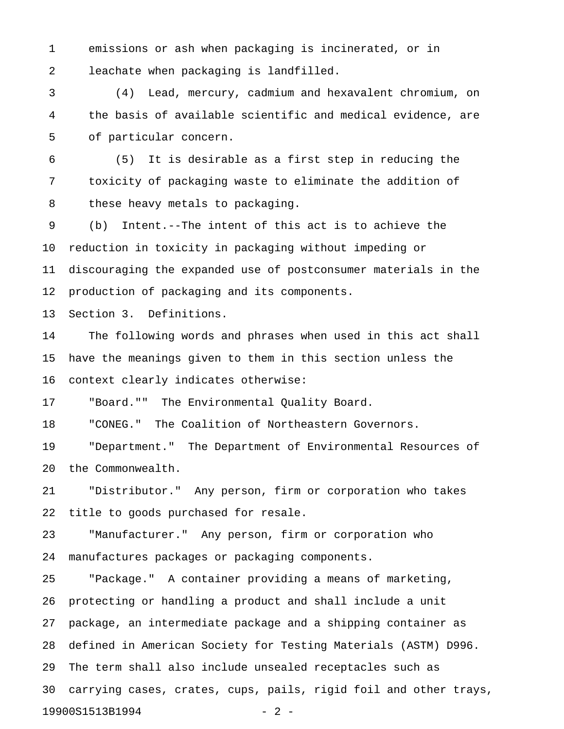emissions or ash when packaging is incinerated, or in leachate when packaging is landfilled.

(4) Lead, mercury, cadmium and hexavalent chromium, on the basis of available scientific and medical evidence, are of particular concern.

(5) It is desirable as a first step in reducing the toxicity of packaging waste to eliminate the addition of these heavy metals to packaging.

(b) Intent.--The intent of this act is to achieve the reduction in toxicity in packaging without impeding or discouraging the expanded use of postconsumer materials in the production of packaging and its components.

Section 3. Definitions.

The following words and phrases when used in this act shall have the meanings given to them in this section unless the context clearly indicates otherwise:

"Board."" The Environmental Quality Board.

"CONEG." The Coalition of Northeastern Governors.

"Department." The Department of Environmental Resources of the Commonwealth.

"Distributor." Any person, firm or corporation who takes title to goods purchased for resale.

"Manufacturer." Any person, firm or corporation who manufactures packages or packaging components.

"Package." A container providing a means of marketing, protecting or handling a product and shall include a unit package, an intermediate package and a shipping container as defined in American Society for Testing Materials (ASTM) D996. The term shall also include unsealed receptacles such as carrying cases, crates, cups, pails, rigid foil and other trays,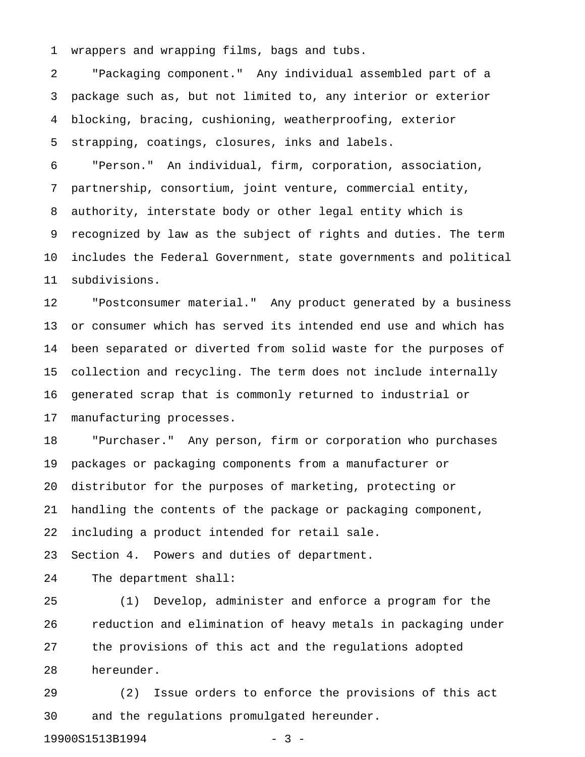wrappers and wrapping films, bags and tubs.

"Packaging component." Any individual assembled part of a package such as, but not limited to, any interior or exterior blocking, bracing, cushioning, weatherproofing, exterior strapping, coatings, closures, inks and labels.

"Person." An individual, firm, corporation, association, partnership, consortium, joint venture, commercial entity, authority, interstate body or other legal entity which is recognized by law as the subject of rights and duties. The term includes the Federal Government, state governments and political subdivisions.

"Postconsumer material." Any product generated by a business or consumer which has served its intended end use and which has been separated or diverted from solid waste for the purposes of collection and recycling. The term does not include internally generated scrap that is commonly returned to industrial or manufacturing processes.

"Purchaser." Any person, firm or corporation who purchases packages or packaging components from a manufacturer or distributor for the purposes of marketing, protecting or handling the contents of the package or packaging component, including a product intended for retail sale.

Section 4. Powers and duties of department.

The department shall:

(1) Develop, administer and enforce a program for the reduction and elimination of heavy metals in packaging under the provisions of this act and the regulations adopted hereunder.

(2) Issue orders to enforce the provisions of this act and the regulations promulgated hereunder.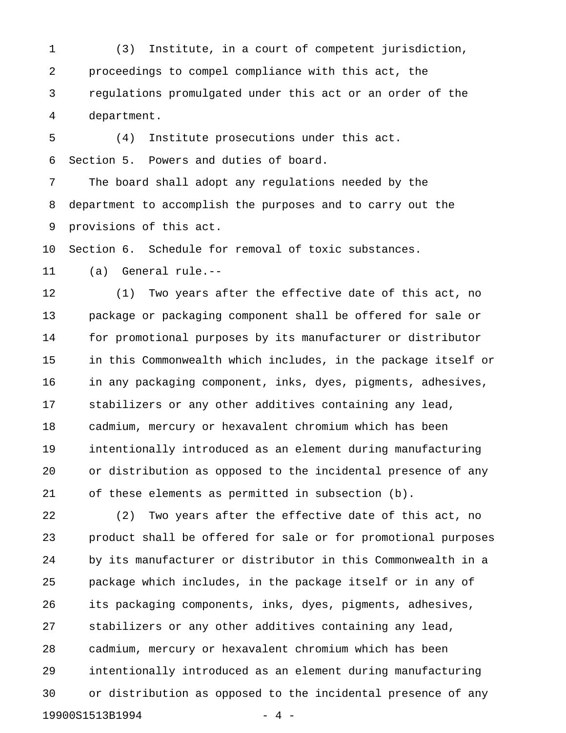(3) Institute, in a court of competent jurisdiction, proceedings to compel compliance with this act, the regulations promulgated under this act or an order of the department.

(4) Institute prosecutions under this act.

Section 5. Powers and duties of board.

The board shall adopt any regulations needed by the department to accomplish the purposes and to carry out the provisions of this act.

Section 6. Schedule for removal of toxic substances.

(a) General rule.--

(1) Two years after the effective date of this act, no package or packaging component shall be offered for sale or for promotional purposes by its manufacturer or distributor in this Commonwealth which includes, in the package itself or in any packaging component, inks, dyes, pigments, adhesives, stabilizers or any other additives containing any lead, cadmium, mercury or hexavalent chromium which has been intentionally introduced as an element during manufacturing or distribution as opposed to the incidental presence of any of these elements as permitted in subsection (b).

(2) Two years after the effective date of this act, no product shall be offered for sale or for promotional purposes by its manufacturer or distributor in this Commonwealth in a package which includes, in the package itself or in any of its packaging components, inks, dyes, pigments, adhesives, stabilizers or any other additives containing any lead, cadmium, mercury or hexavalent chromium which has been intentionally introduced as an element during manufacturing or distribution as opposed to the incidental presence of any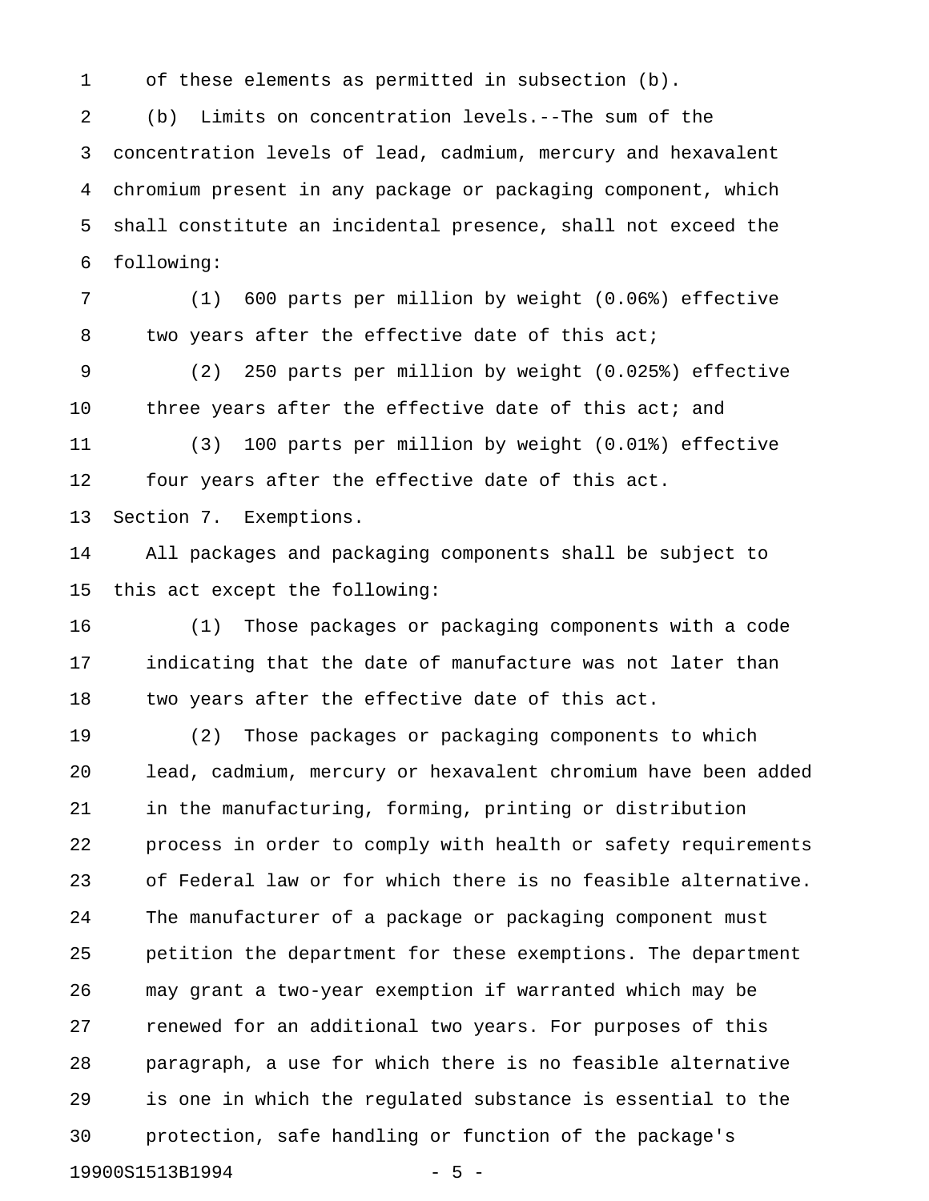of these elements as permitted in subsection (b).

(b) Limits on concentration levels.--The sum of the concentration levels of lead, cadmium, mercury and hexavalent chromium present in any package or packaging component, which shall constitute an incidental presence, shall not exceed the following:

(1) 600 parts per million by weight (0.06%) effective two years after the effective date of this act;

(2) 250 parts per million by weight (0.025%) effective three years after the effective date of this act; and

(3) 100 parts per million by weight (0.01%) effective four years after the effective date of this act.

Section 7. Exemptions.

All packages and packaging components shall be subject to this act except the following:

(1) Those packages or packaging components with a code indicating that the date of manufacture was not later than two years after the effective date of this act.

(2) Those packages or packaging components to which lead, cadmium, mercury or hexavalent chromium have been added in the manufacturing, forming, printing or distribution process in order to comply with health or safety requirements of Federal law or for which there is no feasible alternative. The manufacturer of a package or packaging component must petition the department for these exemptions. The department may grant a two-year exemption if warranted which may be renewed for an additional two years. For purposes of this paragraph, a use for which there is no feasible alternative is one in which the regulated substance is essential to the protection, safe handling or function of the package's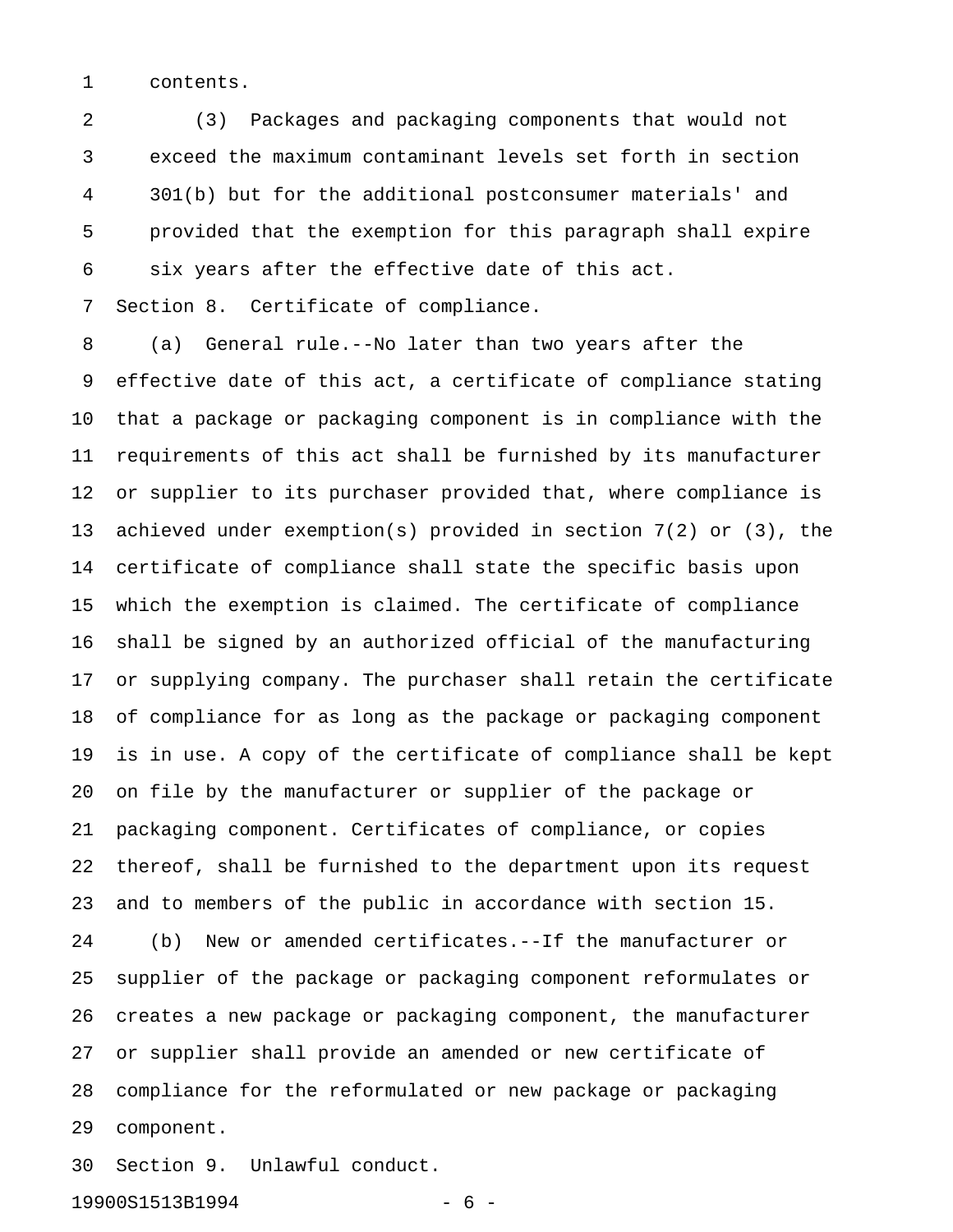contents.

(3) Packages and packaging components that would not exceed the maximum contaminant levels set forth in section 301(b) but for the additional postconsumer materials' and provided that the exemption for this paragraph shall expire six years after the effective date of this act.

Section 8. Certificate of compliance.

(a) General rule.--No later than two years after the effective date of this act, a certificate of compliance stating that a package or packaging component is in compliance with the requirements of this act shall be furnished by its manufacturer or supplier to its purchaser provided that, where compliance is achieved under exemption(s) provided in section 7(2) or (3), the certificate of compliance shall state the specific basis upon which the exemption is claimed. The certificate of compliance shall be signed by an authorized official of the manufacturing or supplying company. The purchaser shall retain the certificate of compliance for as long as the package or packaging component is in use. A copy of the certificate of compliance shall be kept on file by the manufacturer or supplier of the package or packaging component. Certificates of compliance, or copies thereof, shall be furnished to the department upon its request and to members of the public in accordance with section 15.

(b) New or amended certificates.--If the manufacturer or supplier of the package or packaging component reformulates or creates a new package or packaging component, the manufacturer or supplier shall provide an amended or new certificate of compliance for the reformulated or new package or packaging component.

Section 9. Unlawful conduct.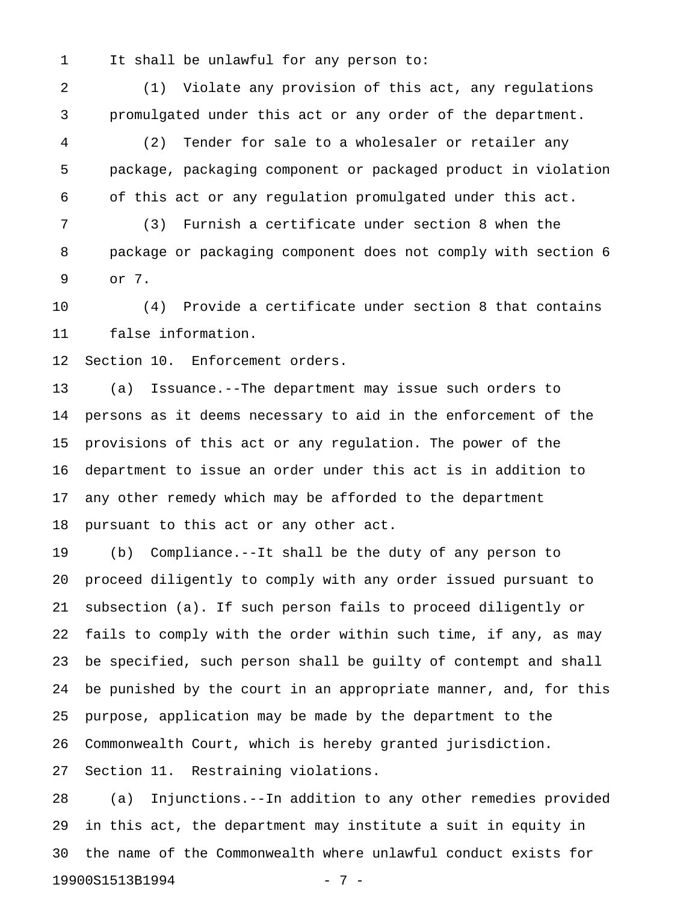It shall be unlawful for any person to:

(1) Violate any provision of this act, any regulations promulgated under this act or any order of the department.

(2) Tender for sale to a wholesaler or retailer any package, packaging component or packaged product in violation of this act or any regulation promulgated under this act.

(3) Furnish a certificate under section 8 when the package or packaging component does not comply with section 6 or 7.

(4) Provide a certificate under section 8 that contains false information.

Section 10. Enforcement orders.

(a) Issuance.--The department may issue such orders to persons as it deems necessary to aid in the enforcement of the provisions of this act or any regulation. The power of the department to issue an order under this act is in addition to any other remedy which may be afforded to the department pursuant to this act or any other act.

(b) Compliance.--It shall be the duty of any person to proceed diligently to comply with any order issued pursuant to subsection (a). If such person fails to proceed diligently or fails to comply with the order within such time, if any, as may be specified, such person shall be guilty of contempt and shall be punished by the court in an appropriate manner, and, for this purpose, application may be made by the department to the Commonwealth Court, which is hereby granted jurisdiction.

Section 11. Restraining violations.

(a) Injunctions.--In addition to any other remedies provided in this act, the department may institute a suit in equity in the name of the Commonwealth where unlawful conduct exists for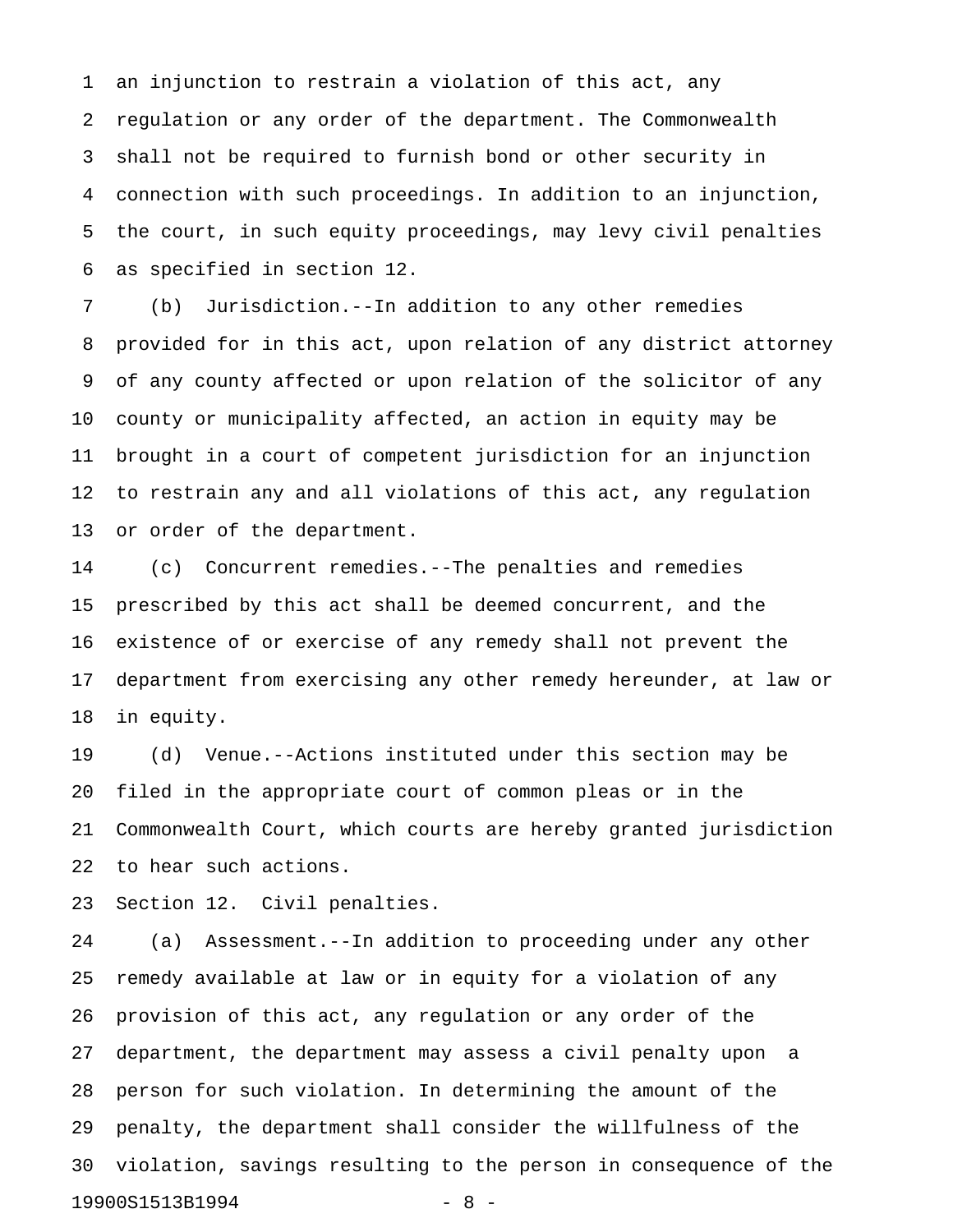an injunction to restrain a violation of this act, any regulation or any order of the department. The Commonwealth shall not be required to furnish bond or other security in connection with such proceedings. In addition to an injunction, the court, in such equity proceedings, may levy civil penalties as specified in section 12.

(b) Jurisdiction.--In addition to any other remedies provided for in this act, upon relation of any district attorney of any county affected or upon relation of the solicitor of any county or municipality affected, an action in equity may be brought in a court of competent jurisdiction for an injunction to restrain any and all violations of this act, any regulation or order of the department.

(c) Concurrent remedies.--The penalties and remedies prescribed by this act shall be deemed concurrent, and the existence of or exercise of any remedy shall not prevent the department from exercising any other remedy hereunder, at law or in equity.

(d) Venue.--Actions instituted under this section may be filed in the appropriate court of common pleas or in the Commonwealth Court, which courts are hereby granted jurisdiction to hear such actions.

Section 12. Civil penalties.

(a) Assessment.--In addition to proceeding under any other remedy available at law or in equity for a violation of any provision of this act, any regulation or any order of the department, the department may assess a civil penalty upon a person for such violation. In determining the amount of the penalty, the department shall consider the willfulness of the violation, savings resulting to the person in consequence of the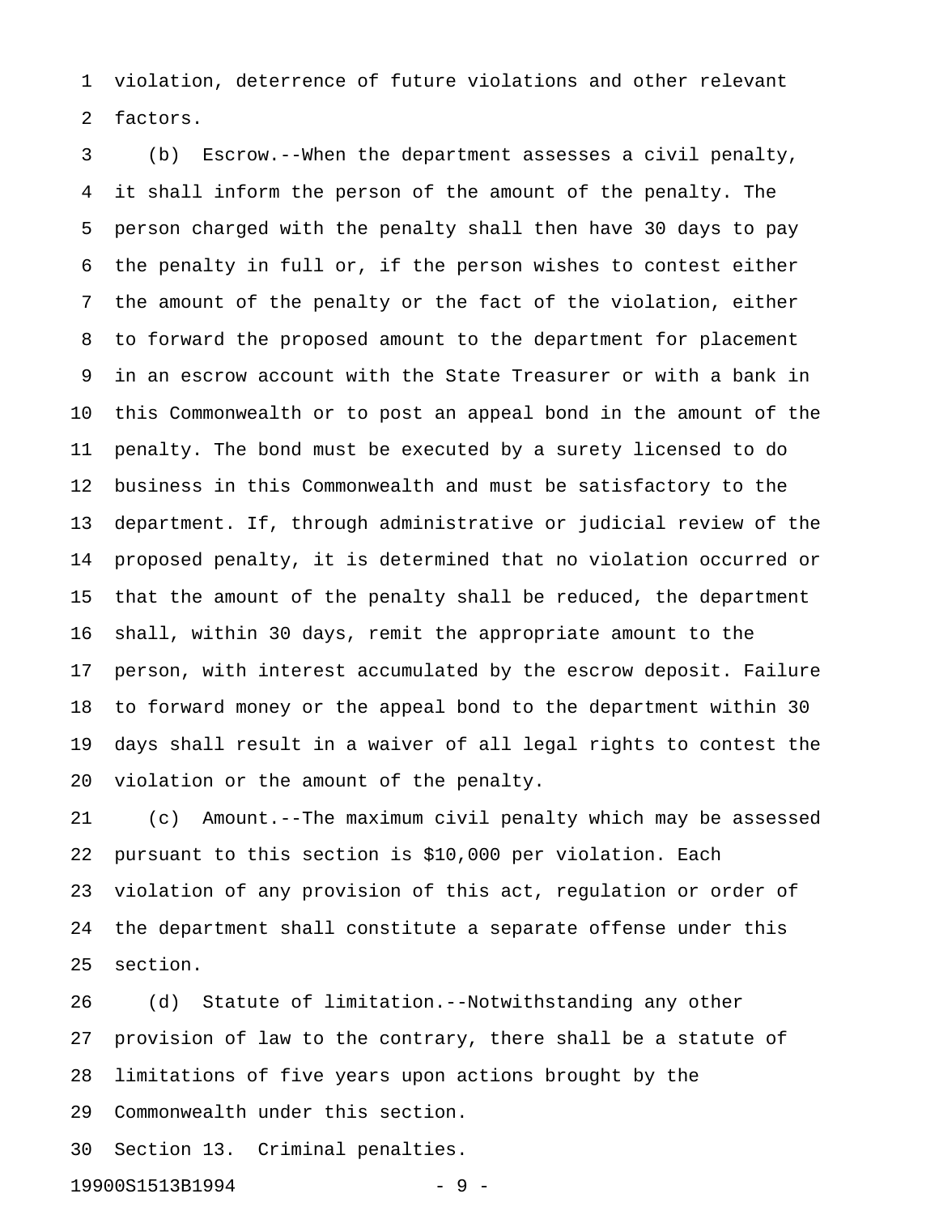violation, deterrence of future violations and other relevant factors.

(b) Escrow.--When the department assesses a civil penalty, it shall inform the person of the amount of the penalty. The person charged with the penalty shall then have 30 days to pay the penalty in full or, if the person wishes to contest either the amount of the penalty or the fact of the violation, either to forward the proposed amount to the department for placement in an escrow account with the State Treasurer or with a bank in this Commonwealth or to post an appeal bond in the amount of the penalty. The bond must be executed by a surety licensed to do business in this Commonwealth and must be satisfactory to the department. If, through administrative or judicial review of the proposed penalty, it is determined that no violation occurred or that the amount of the penalty shall be reduced, the department shall, within 30 days, remit the appropriate amount to the person, with interest accumulated by the escrow deposit. Failure to forward money or the appeal bond to the department within 30 days shall result in a waiver of all legal rights to contest the violation or the amount of the penalty.

(c) Amount.--The maximum civil penalty which may be assessed pursuant to this section is $10,000 per violation. Each violation of any provision of this act, regulation or order of the department shall constitute a separate offense under this section.

(d) Statute of limitation.--Notwithstanding any other provision of law to the contrary, there shall be a statute of limitations of five years upon actions brought by the Commonwealth under this section.

Section 13. Criminal penalties.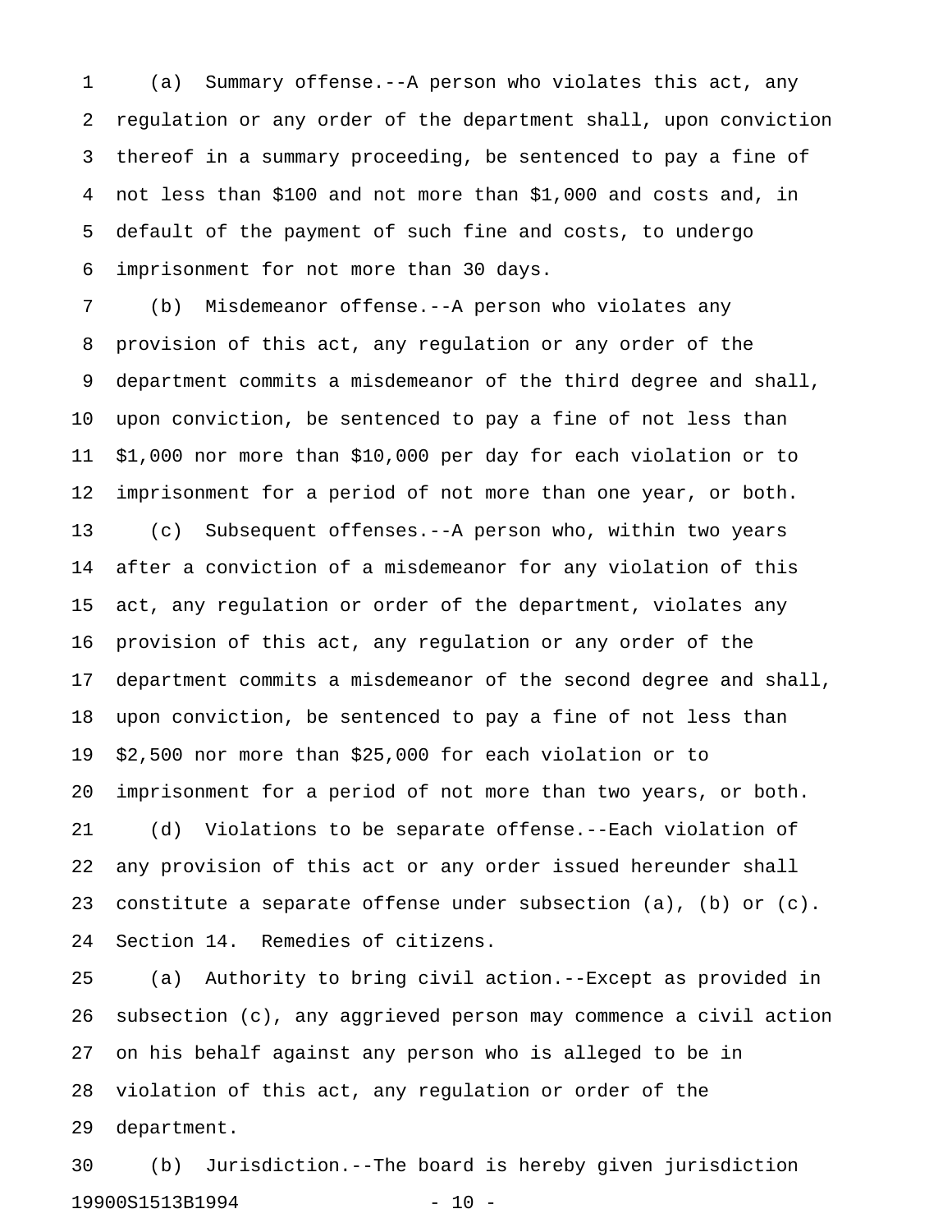(a) Summary offense.--A person who violates this act, any regulation or any order of the department shall, upon conviction thereof in a summary proceeding, be sentenced to pay a fine of not less than $100 and not more than $1,000 and costs and, in default of the payment of such fine and costs, to undergo imprisonment for not more than 30 days.

(b) Misdemeanor offense.--A person who violates any provision of this act, any regulation or any order of the department commits a misdemeanor of the third degree and shall, upon conviction, be sentenced to pay a fine of not less than $1,000 nor more than $10,000 per day for each violation or to imprisonment for a period of not more than one year, or both.

(c) Subsequent offenses.--A person who, within two years after a conviction of a misdemeanor for any violation of this act, any regulation or order of the department, violates any provision of this act, any regulation or any order of the department commits a misdemeanor of the second degree and shall, upon conviction, be sentenced to pay a fine of not less than $2,500 nor more than $25,000 for each violation or to imprisonment for a period of not more than two years, or both.

(d) Violations to be separate offense.--Each violation of any provision of this act or any order issued hereunder shall constitute a separate offense under subsection (a), (b) or (c).

Section 14. Remedies of citizens.

(a) Authority to bring civil action.--Except as provided in subsection (c), any aggrieved person may commence a civil action on his behalf against any person who is alleged to be in violation of this act, any regulation or order of the department.

(b) Jurisdiction.--The board is hereby given jurisdiction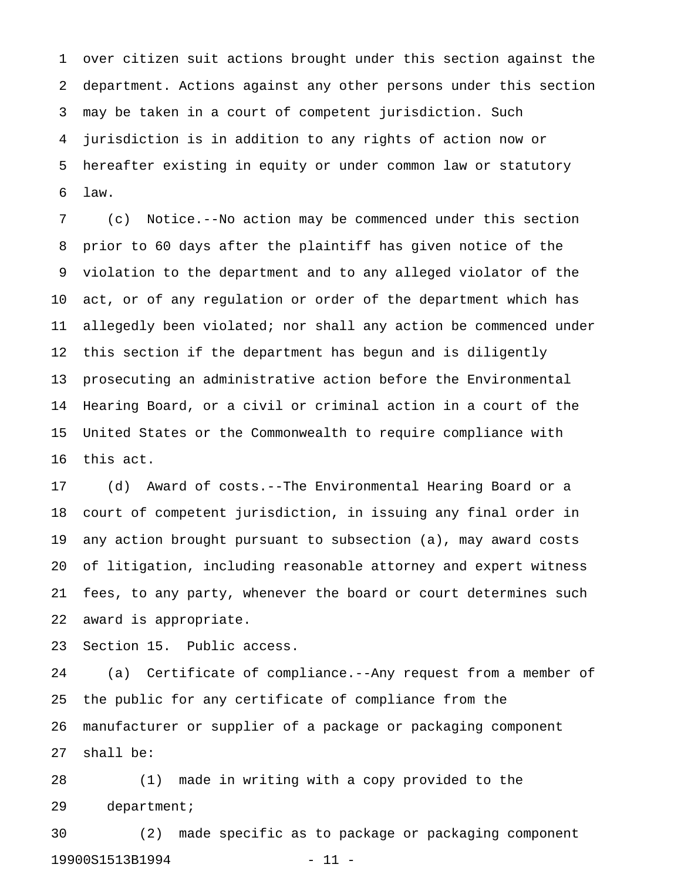over citizen suit actions brought under this section against the department. Actions against any other persons under this section may be taken in a court of competent jurisdiction. Such jurisdiction is in addition to any rights of action now or hereafter existing in equity or under common law or statutory law.

(c) Notice.--No action may be commenced under this section prior to 60 days after the plaintiff has given notice of the violation to the department and to any alleged violator of the act, or of any regulation or order of the department which has allegedly been violated; nor shall any action be commenced under this section if the department has begun and is diligently prosecuting an administrative action before the Environmental Hearing Board, or a civil or criminal action in a court of the United States or the Commonwealth to require compliance with this act.

(d) Award of costs.--The Environmental Hearing Board or a court of competent jurisdiction, in issuing any final order in any action brought pursuant to subsection (a), may award costs of litigation, including reasonable attorney and expert witness fees, to any party, whenever the board or court determines such award is appropriate.

Section 15. Public access.

(a) Certificate of compliance.--Any request from a member of the public for any certificate of compliance from the manufacturer or supplier of a package or packaging component shall be:

(1) made in writing with a copy provided to the department;

(2) made specific as to package or packaging component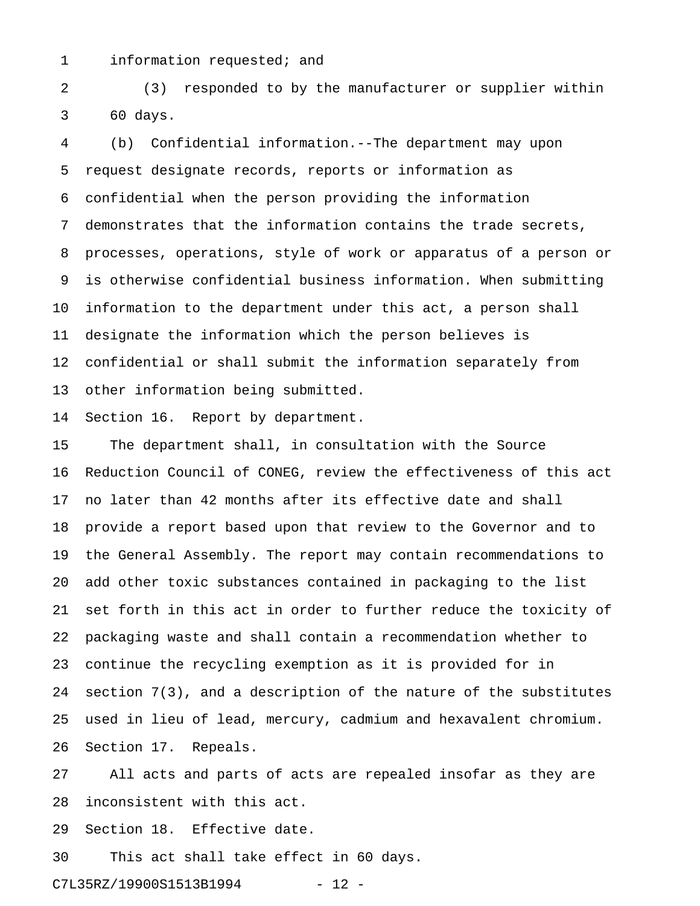information requested; and

(3) responded to by the manufacturer or supplier within 60 days.

(b) Confidential information.--The department may upon request designate records, reports or information as confidential when the person providing the information demonstrates that the information contains the trade secrets, processes, operations, style of work or apparatus of a person or is otherwise confidential business information. When submitting information to the department under this act, a person shall designate the information which the person believes is confidential or shall submit the information separately from other information being submitted.

Section 16. Report by department.

The department shall, in consultation with the Source Reduction Council of CONEG, review the effectiveness of this act no later than 42 months after its effective date and shall provide a report based upon that review to the Governor and to the General Assembly. The report may contain recommendations to add other toxic substances contained in packaging to the list set forth in this act in order to further reduce the toxicity of packaging waste and shall contain a recommendation whether to continue the recycling exemption as it is provided for in section 7(3), and a description of the nature of the substitutes used in lieu of lead, mercury, cadmium and hexavalent chromium.

Section 17. Repeals.

All acts and parts of acts are repealed insofar as they are inconsistent with this act.

Section 18. Effective date.

This act shall take effect in 60 days.

C7L35RZ/19900S1513B1994